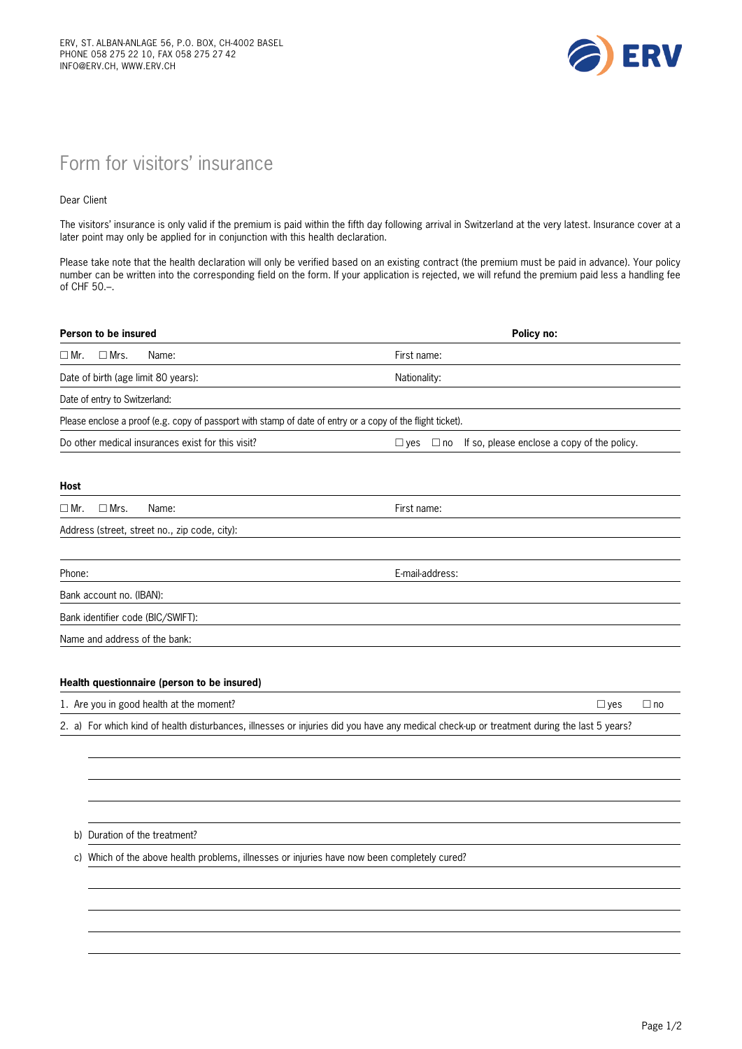ERV, ST. ALBAN-ANLAGE 56, P.O. BOX, CH-4002 BASEL
PHONE 058 275 22 10, FAX 058 275 27 42
INFO@ERV.CH, WWW.ERV.CH

ERV

# Form for visitors' insurance

Dear Client

The visitors' insurance is only valid if the premium is paid within the fifth day following arrival in Switzerland at the very latest. Insurance cover at a later point may only be applied for in conjunction with this health declaration.

Please take note that the health declaration will only be verified based on an existing contract (the premium must be paid in advance). Your policy number can be written into the corresponding field on the form. If your application is rejected, we will refund the premium paid less a handling fee of CHF 50.–.

**Person to be insured** **Policy no:**

☐ Mr. ☐ Mrs. Name: First name:

Date of birth (age limit 80 years): Nationality:

Date of entry to Switzerland:

Please enclose a proof (e.g. copy of passport with stamp of date of entry or a copy of the flight ticket).

Do other medical insurances exist for this visit? ☐ yes ☐ no If so, please enclose a copy of the policy.

**Host**

☐ Mr. ☐ Mrs. Name: First name:

Address (street, street no., zip code, city):

Phone: E-mail-address:

Bank account no. (IBAN):

Bank identifier code (BIC/SWIFT):

Name and address of the bank:

**Health questionnaire (person to be insured)**

1. Are you in good health at the moment? ☐ yes ☐ no

2. a) For which kind of health disturbances, illnesses or injuries did you have any medical check-up or treatment during the last 5 years?

   b) Duration of the treatment?

   c) Which of the above health problems, illnesses or injuries have now been completely cured?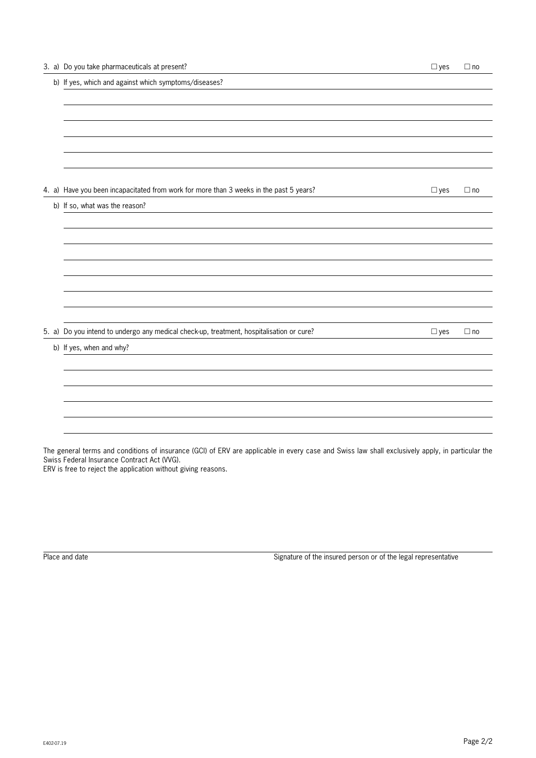3\. a) Do you take pharmaceuticals at present? ☐ yes ☐ no

b) If yes, which and against which symptoms/diseases?

4\. a) Have you been incapacitated from work for more than 3 weeks in the past 5 years? ☐ yes ☐ no

b) If so, what was the reason?

5\. a) Do you intend to undergo any medical check-up, treatment, hospitalisation or cure? ☐ yes ☐ no

b) If yes, when and why?

The general terms and conditions of insurance (GCI) of ERV are applicable in every case and Swiss law shall exclusively apply, in particular the Swiss Federal Insurance Contract Act (VVG).
ERV is free to reject the application without giving reasons.

Place and date

Signature of the insured person or of the legal representative

E402-07.19